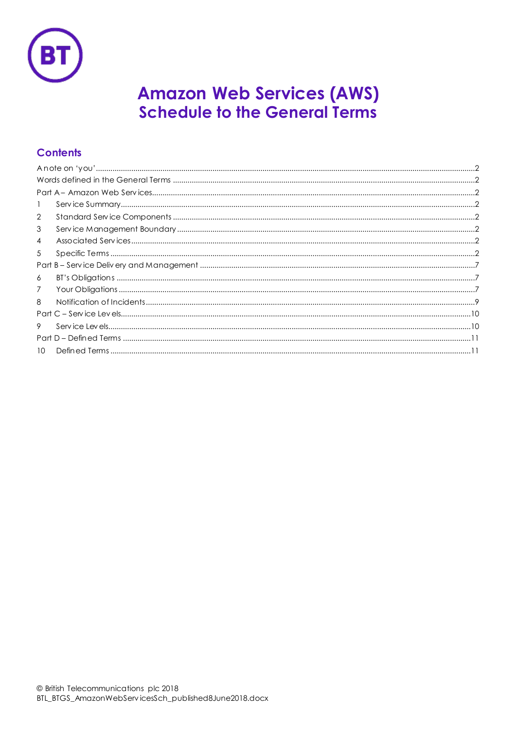# Amazon Web Services (AWS)
## Schedule to the General Terms

### Contents

A note on 'you' .....2
Words defined in the General Terms .....2
Part A – Amazon Web Services .....2
1 Service Summary .....2
2 Standard Service Components .....2
3 Service Management Boundary .....2
4 Associated Services .....2
5 Specific Terms .....2
Part B – Service Delivery and Management .....7
6 BT's Obligations .....7
7 Your Obligations .....7
8 Notification of Incidents .....9
Part C – Service Levels .....10
9 Service Levels .....10
Part D – Defined Terms .....11
10 Defined Terms .....11

© British Telecommunications plc 2018
BTL_BTGS_AmazonWebServicesSch_published8June2018.docx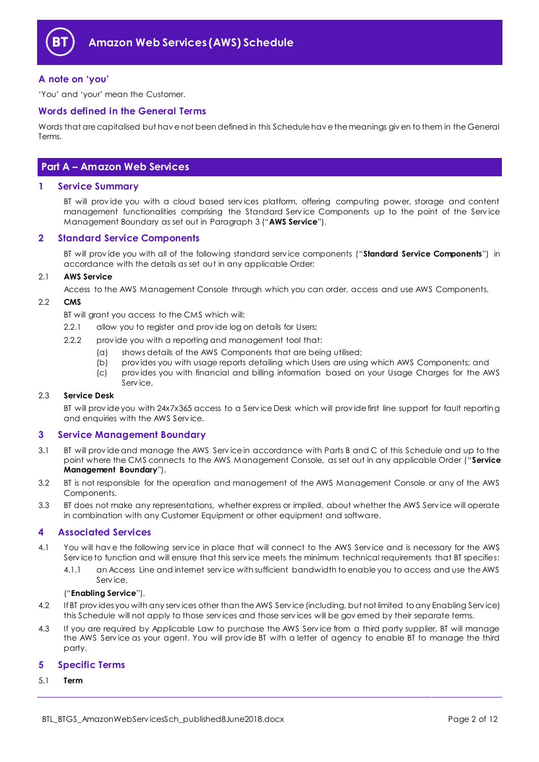# Amazon Web Services (AWS) Schedule

## A note on 'you'

'You' and 'your' mean the Customer.

## Words defined in the General Terms

Words that are capitalised but have not been defined in this Schedule have the meanings given to them in the General Terms.

## Part A – Amazon Web Services

## 1 Service Summary

BT will provide you with a cloud based services platform, offering computing power, storage and content management functionalities comprising the Standard Service Components up to the point of the Service Management Boundary as set out in Paragraph 3 ("**AWS Service**").

## 2 Standard Service Components

BT will provide you with all of the following standard service components ("**Standard Service Components**") in accordance with the details as set out in any applicable Order:

2.1 **AWS Service**

Access to the AWS Management Console through which you can order, access and use AWS Components.

2.2 **CMS**

BT will grant you access to the CMS which will:

2.2.1 allow you to register and provide log on details for Users;

2.2.2 provide you with a reporting and management tool that:

(a) shows details of the AWS Components that are being utilised;

(b) provides you with usage reports detailing which Users are using which AWS Components; and

(c) provides you with financial and billing information based on your Usage Charges for the AWS Service.

2.3 **Service Desk**

BT will provide you with 24x7x365 access to a Service Desk which will provide first line support for fault reporting and enquiries with the AWS Service.

## 3 Service Management Boundary

3.1 BT will provide and manage the AWS Service in accordance with Parts B and C of this Schedule and up to the point where the CMS connects to the AWS Management Console, as set out in any applicable Order ("**Service Management Boundary**").

3.2 BT is not responsible for the operation and management of the AWS Management Console or any of the AWS Components.

3.3 BT does not make any representations, whether express or implied, about whether the AWS Service will operate in combination with any Customer Equipment or other equipment and software.

## 4 Associated Services

4.1 You will have the following service in place that will connect to the AWS Service and is necessary for the AWS Service to function and will ensure that this service meets the minimum technical requirements that BT specifies:

4.1.1 an Access Line and internet service with sufficient bandwidth to enable you to access and use the AWS Service,

("**Enabling Service**").

4.2 If BT provides you with any services other than the AWS Service (including, but not limited to any Enabling Service) this Schedule will not apply to those services and those services will be governed by their separate terms.

4.3 If you are required by Applicable Law to purchase the AWS Service from a third party supplier, BT will manage the AWS Service as your agent. You will provide BT with a letter of agency to enable BT to manage the third party.

## 5 Specific Terms

5.1 **Term**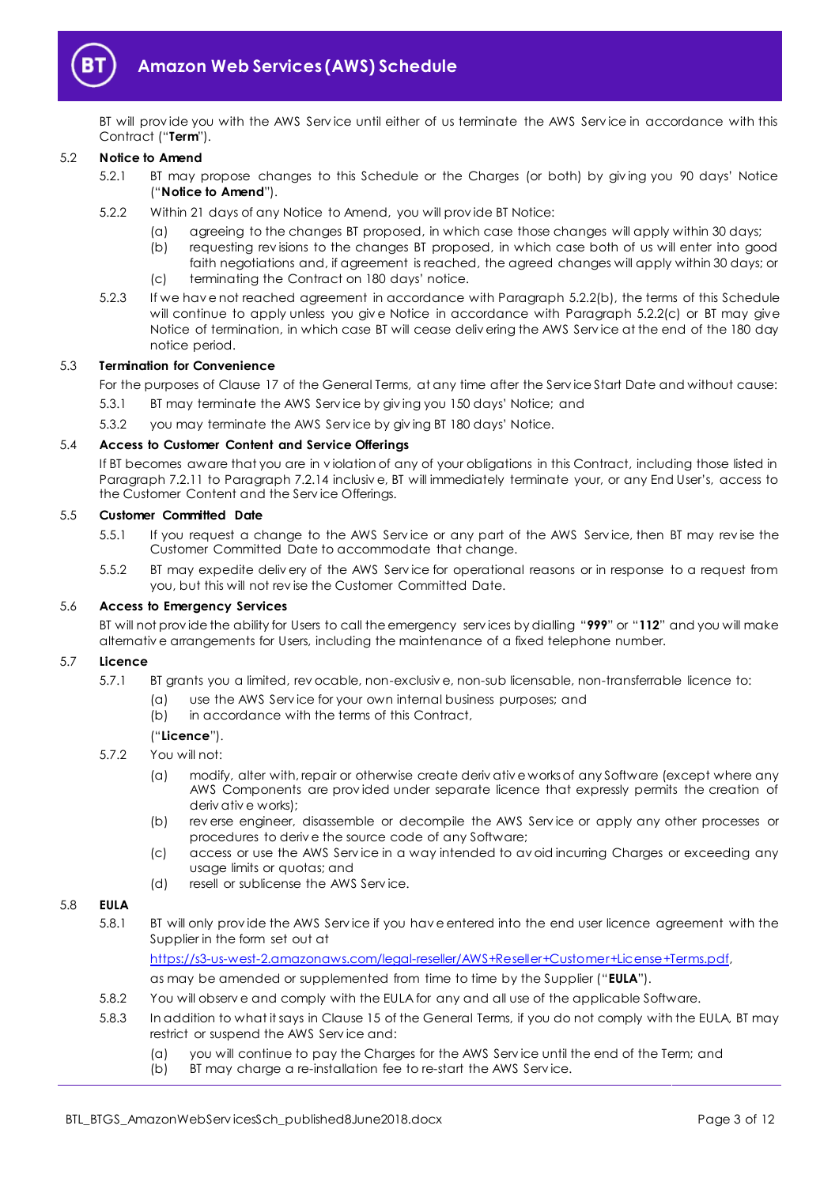BT will provide you with the AWS Service until either of us terminate the AWS Service in accordance with this Contract ("**Term**").

### 5.2 Notice to Amend

5.2.1 BT may propose changes to this Schedule or the Charges (or both) by giving you 90 days' Notice ("**Notice to Amend**").

5.2.2 Within 21 days of any Notice to Amend, you will provide BT Notice:

(a) agreeing to the changes BT proposed, in which case those changes will apply within 30 days;

(b) requesting revisions to the changes BT proposed, in which case both of us will enter into good faith negotiations and, if agreement is reached, the agreed changes will apply within 30 days; or

(c) terminating the Contract on 180 days' notice.

5.2.3 If we have not reached agreement in accordance with Paragraph 5.2.2(b), the terms of this Schedule will continue to apply unless you give Notice in accordance with Paragraph 5.2.2(c) or BT may give Notice of termination, in which case BT will cease delivering the AWS Service at the end of the 180 day notice period.

### 5.3 Termination for Convenience

For the purposes of Clause 17 of the General Terms, at any time after the Service Start Date and without cause:

5.3.1 BT may terminate the AWS Service by giving you 150 days' Notice; and

5.3.2 you may terminate the AWS Service by giving BT 180 days' Notice.

### 5.4 Access to Customer Content and Service Offerings

If BT becomes aware that you are in violation of any of your obligations in this Contract, including those listed in Paragraph 7.2.11 to Paragraph 7.2.14 inclusive, BT will immediately terminate your, or any End User's, access to the Customer Content and the Service Offerings.

### 5.5 Customer Committed Date

5.5.1 If you request a change to the AWS Service or any part of the AWS Service, then BT may revise the Customer Committed Date to accommodate that change.

5.5.2 BT may expedite delivery of the AWS Service for operational reasons or in response to a request from you, but this will not revise the Customer Committed Date.

### 5.6 Access to Emergency Services

BT will not provide the ability for Users to call the emergency services by dialling "**999**" or "**112**" and you will make alternative arrangements for Users, including the maintenance of a fixed telephone number.

### 5.7 Licence

5.7.1 BT grants you a limited, revocable, non-exclusive, non-sub licensable, non-transferrable licence to:

(a) use the AWS Service for your own internal business purposes; and

(b) in accordance with the terms of this Contract,

("**Licence**").

5.7.2 You will not:

(a) modify, alter with, repair or otherwise create derivative works of any Software (except where any AWS Components are provided under separate licence that expressly permits the creation of derivative works);

(b) reverse engineer, disassemble or decompile the AWS Service or apply any other processes or procedures to derive the source code of any Software;

(c) access or use the AWS Service in a way intended to avoid incurring Charges or exceeding any usage limits or quotas; and

(d) resell or sublicense the AWS Service.

### 5.8 EULA

5.8.1 BT will only provide the AWS Service if you have entered into the end user licence agreement with the Supplier in the form set out at https://s3-us-west-2.amazonaws.com/legal-reseller/AWS+Reseller+Customer+License+Terms.pdf, as may be amended or supplemented from time to time by the Supplier ("**EULA**").

5.8.2 You will observe and comply with the EULA for any and all use of the applicable Software.

5.8.3 In addition to what it says in Clause 15 of the General Terms, if you do not comply with the EULA, BT may restrict or suspend the AWS Service and:

(a) you will continue to pay the Charges for the AWS Service until the end of the Term; and

(b) BT may charge a re-installation fee to re-start the AWS Service.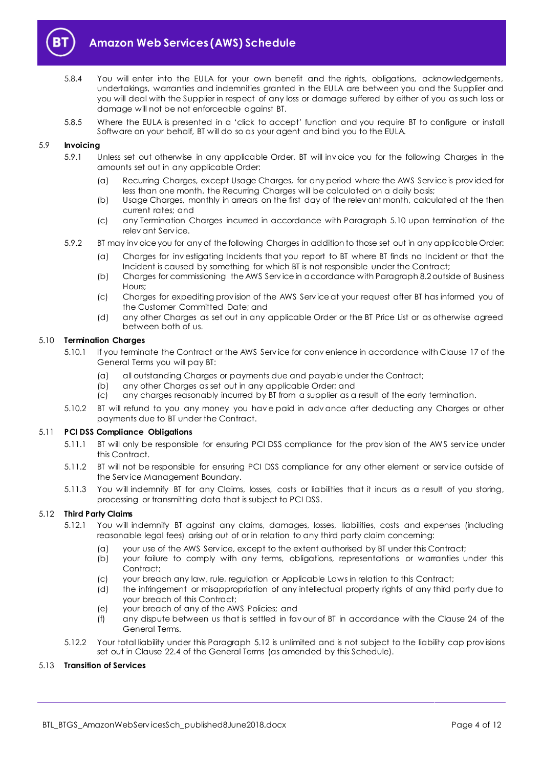5.8.4 You will enter into the EULA for your own benefit and the rights, obligations, acknowledgements, undertakings, warranties and indemnities granted in the EULA are between you and the Supplier and you will deal with the Supplier in respect of any loss or damage suffered by either of you as such loss or damage will not be not enforceable against BT.

5.8.5 Where the EULA is presented in a 'click to accept' function and you require BT to configure or install Software on your behalf, BT will do so as your agent and bind you to the EULA.

5.9 **Invoicing**

5.9.1 Unless set out otherwise in any applicable Order, BT will invoice you for the following Charges in the amounts set out in any applicable Order:

(a) Recurring Charges, except Usage Charges, for any period where the AWS Service is provided for less than one month, the Recurring Charges will be calculated on a daily basis;

(b) Usage Charges, monthly in arrears on the first day of the relevant month, calculated at the then current rates; and

(c) any Termination Charges incurred in accordance with Paragraph 5.10 upon termination of the relevant Service.

5.9.2 BT may invoice you for any of the following Charges in addition to those set out in any applicable Order:

(a) Charges for investigating Incidents that you report to BT where BT finds no Incident or that the Incident is caused by something for which BT is not responsible under the Contract;

(b) Charges for commissioning the AWS Service in accordance with Paragraph 8.2 outside of Business Hours;

(c) Charges for expediting provision of the AWS Service at your request after BT has informed you of the Customer Committed Date; and

(d) any other Charges as set out in any applicable Order or the BT Price List or as otherwise agreed between both of us.

5.10 **Termination Charges**

5.10.1 If you terminate the Contract or the AWS Service for convenience in accordance with Clause 17 of the General Terms you will pay BT:

(a) all outstanding Charges or payments due and payable under the Contract;

(b) any other Charges as set out in any applicable Order; and

(c) any charges reasonably incurred by BT from a supplier as a result of the early termination.

5.10.2 BT will refund to you any money you have paid in advance after deducting any Charges or other payments due to BT under the Contract.

5.11 **PCI DSS Compliance Obligations**

5.11.1 BT will only be responsible for ensuring PCI DSS compliance for the provision of the AWS service under this Contract.

5.11.2 BT will not be responsible for ensuring PCI DSS compliance for any other element or service outside of the Service Management Boundary.

5.11.3 You will indemnify BT for any Claims, losses, costs or liabilities that it incurs as a result of you storing, processing or transmitting data that is subject to PCI DSS.

5.12 **Third Party Claims**

5.12.1 You will indemnify BT against any claims, damages, losses, liabilities, costs and expenses (including reasonable legal fees) arising out of or in relation to any third party claim concerning:

(a) your use of the AWS Service, except to the extent authorised by BT under this Contract;

(b) your failure to comply with any terms, obligations, representations or warranties under this Contract;

(c) your breach any law, rule, regulation or Applicable Laws in relation to this Contract;

(d) the infringement or misappropriation of any intellectual property rights of any third party due to your breach of this Contract;

(e) your breach of any of the AWS Policies; and

(f) any dispute between us that is settled in favour of BT in accordance with the Clause 24 of the General Terms.

5.12.2 Your total liability under this Paragraph 5.12 is unlimited and is not subject to the liability cap provisions set out in Clause 22.4 of the General Terms (as amended by this Schedule).

5.13 **Transition of Services**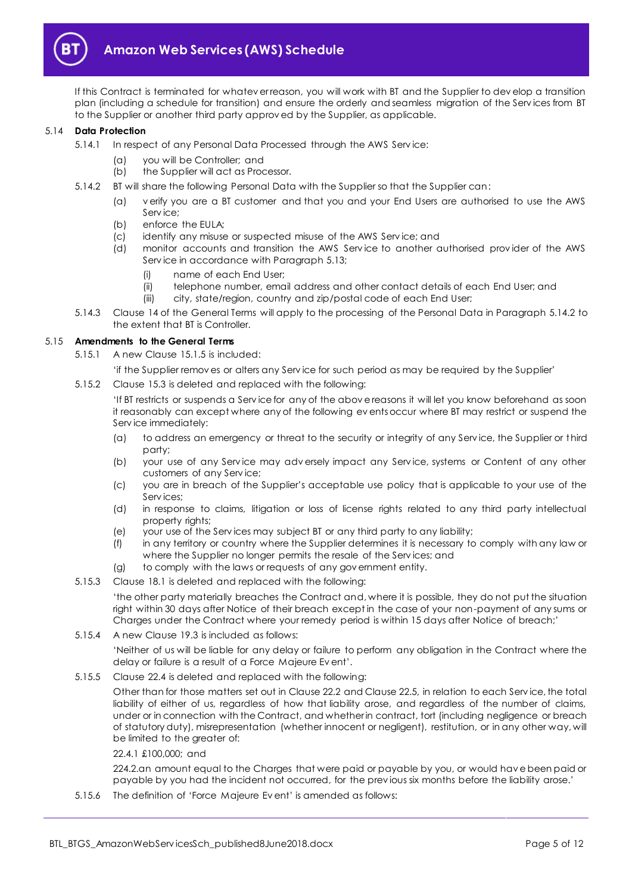If this Contract is terminated for whatever reason, you will work with BT and the Supplier to develop a transition plan (including a schedule for transition) and ensure the orderly and seamless migration of the Services from BT to the Supplier or another third party approved by the Supplier, as applicable.

5.14 **Data Protection**

5.14.1 In respect of any Personal Data Processed through the AWS Service:

(a) you will be Controller; and

(b) the Supplier will act as Processor.

5.14.2 BT will share the following Personal Data with the Supplier so that the Supplier can:

(a) verify you are a BT customer and that you and your End Users are authorised to use the AWS Service;

(b) enforce the EULA;

(c) identify any misuse or suspected misuse of the AWS Service; and

(d) monitor accounts and transition the AWS Service to another authorised provider of the AWS Service in accordance with Paragraph 5.13;

(i) name of each End User;

(ii) telephone number, email address and other contact details of each End User; and

(iii) city, state/region, country and zip/postal code of each End User;

5.14.3 Clause 14 of the General Terms will apply to the processing of the Personal Data in Paragraph 5.14.2 to the extent that BT is Controller.

5.15 **Amendments to the General Terms**

5.15.1 A new Clause 15.1.5 is included:

'if the Supplier removes or alters any Service for such period as may be required by the Supplier'

5.15.2 Clause 15.3 is deleted and replaced with the following:

'If BT restricts or suspends a Service for any of the above reasons it will let you know beforehand as soon it reasonably can except where any of the following events occur where BT may restrict or suspend the Service immediately:

(a) to address an emergency or threat to the security or integrity of any Service, the Supplier or third party;

(b) your use of any Service may adversely impact any Service, systems or Content of any other customers of any Service;

(c) you are in breach of the Supplier's acceptable use policy that is applicable to your use of the Services;

(d) in response to claims, litigation or loss of license rights related to any third party intellectual property rights;

(e) your use of the Services may subject BT or any third party to any liability;

(f) in any territory or country where the Supplier determines it is necessary to comply with any law or where the Supplier no longer permits the resale of the Services; and

(g) to comply with the laws or requests of any government entity.

5.15.3 Clause 18.1 is deleted and replaced with the following:

'the other party materially breaches the Contract and, where it is possible, they do not put the situation right within 30 days after Notice of their breach except in the case of your non-payment of any sums or Charges under the Contract where your remedy period is within 15 days after Notice of breach;'

5.15.4 A new Clause 19.3 is included as follows:

'Neither of us will be liable for any delay or failure to perform any obligation in the Contract where the delay or failure is a result of a Force Majeure Event'.

5.15.5 Clause 22.4 is deleted and replaced with the following:

Other than for those matters set out in Clause 22.2 and Clause 22.5, in relation to each Service, the total liability of either of us, regardless of how that liability arose, and regardless of the number of claims, under or in connection with the Contract, and whether in contract, tort (including negligence or breach of statutory duty), misrepresentation (whether innocent or negligent), restitution, or in any other way, will be limited to the greater of:

22.4.1 £100,000; and

224.2.an amount equal to the Charges that were paid or payable by you, or would have been paid or payable by you had the incident not occurred, for the previous six months before the liability arose.'

5.15.6 The definition of 'Force Majeure Event' is amended as follows: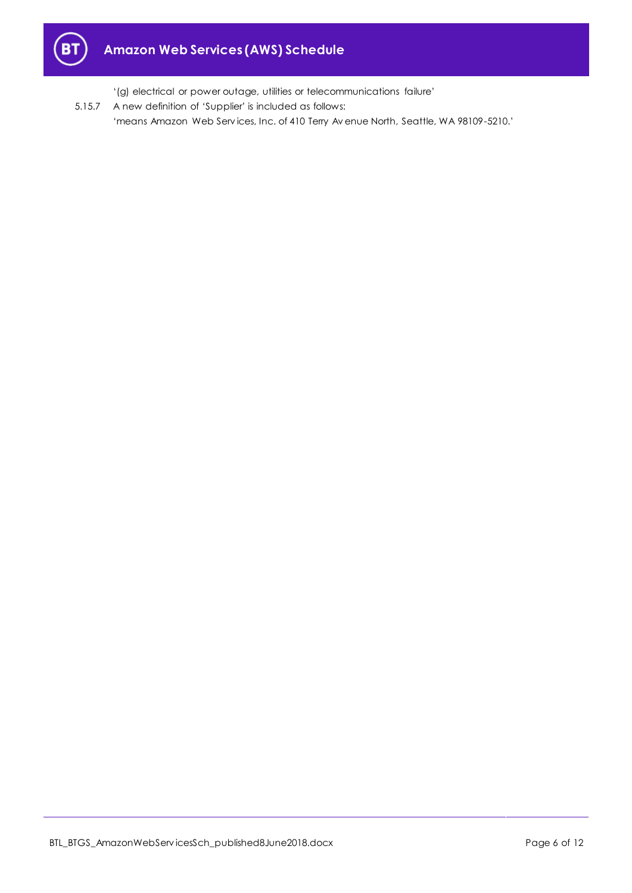'(g) electrical or power outage, utilities or telecommunications failure'

5.15.7 A new definition of 'Supplier' is included as follows:

'means Amazon Web Services, Inc. of 410 Terry Avenue North, Seattle, WA 98109-5210.'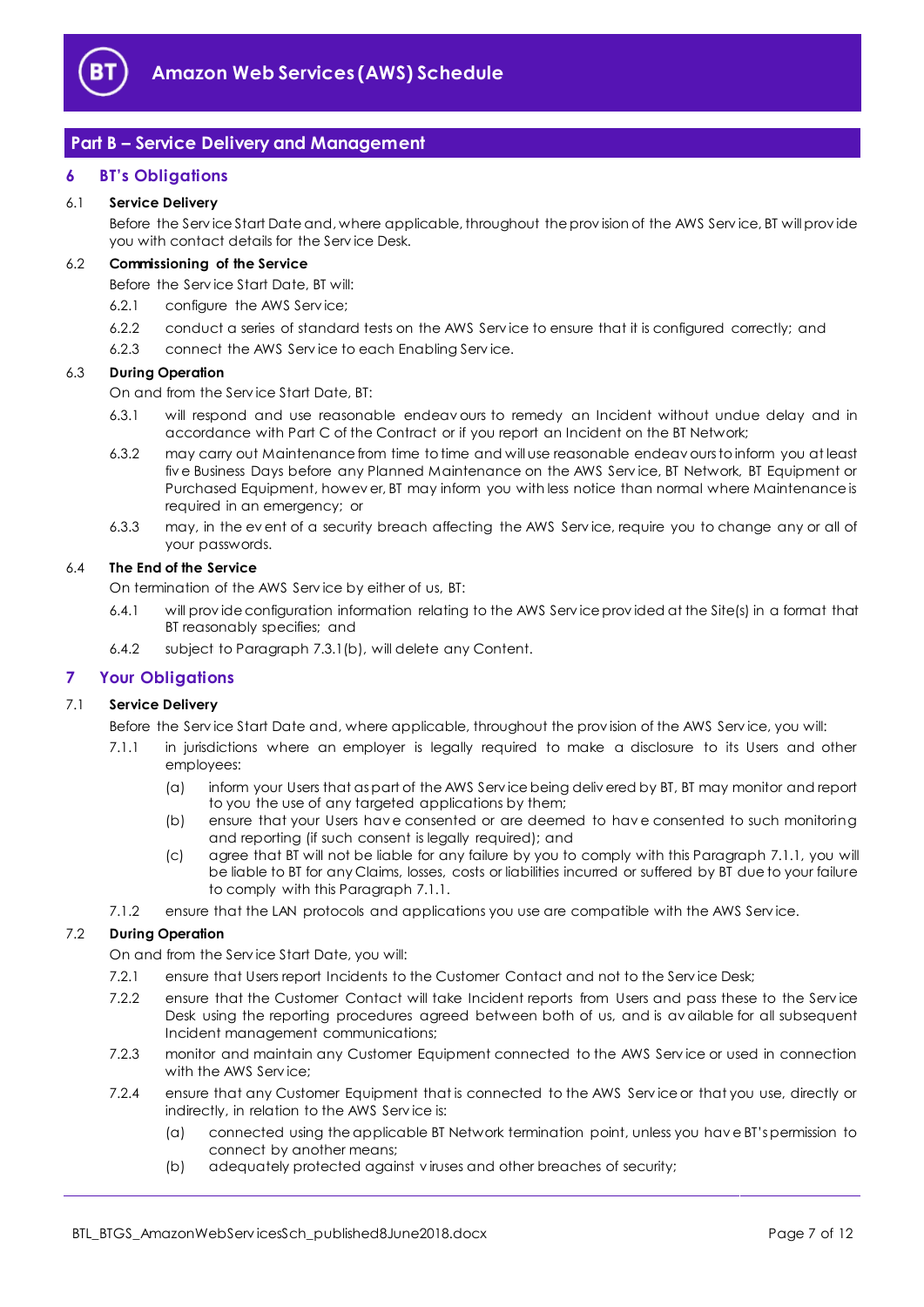## Part B – Service Delivery and Management

### 6 BT's Obligations

6.1 **Service Delivery**

Before the Service Start Date and, where applicable, throughout the provision of the AWS Service, BT will provide you with contact details for the Service Desk.

6.2 **Commissioning of the Service**

Before the Service Start Date, BT will:

6.2.1 configure the AWS Service;

6.2.2 conduct a series of standard tests on the AWS Service to ensure that it is configured correctly; and

6.2.3 connect the AWS Service to each Enabling Service.

6.3 **During Operation**

On and from the Service Start Date, BT:

6.3.1 will respond and use reasonable endeavours to remedy an Incident without undue delay and in accordance with Part C of the Contract or if you report an Incident on the BT Network;

6.3.2 may carry out Maintenance from time to time and will use reasonable endeavours to inform you at least five Business Days before any Planned Maintenance on the AWS Service, BT Network, BT Equipment or Purchased Equipment, however, BT may inform you with less notice than normal where Maintenance is required in an emergency; or

6.3.3 may, in the event of a security breach affecting the AWS Service, require you to change any or all of your passwords.

6.4 **The End of the Service**

On termination of the AWS Service by either of us, BT:

6.4.1 will provide configuration information relating to the AWS Service provided at the Site(s) in a format that BT reasonably specifies; and

6.4.2 subject to Paragraph 7.3.1(b), will delete any Content.

### 7 Your Obligations

7.1 **Service Delivery**

Before the Service Start Date and, where applicable, throughout the provision of the AWS Service, you will:

7.1.1 in jurisdictions where an employer is legally required to make a disclosure to its Users and other employees:

(a) inform your Users that as part of the AWS Service being delivered by BT, BT may monitor and report to you the use of any targeted applications by them;

(b) ensure that your Users have consented or are deemed to have consented to such monitoring and reporting (if such consent is legally required); and

(c) agree that BT will not be liable for any failure by you to comply with this Paragraph 7.1.1, you will be liable to BT for any Claims, losses, costs or liabilities incurred or suffered by BT due to your failure to comply with this Paragraph 7.1.1.

7.1.2 ensure that the LAN protocols and applications you use are compatible with the AWS Service.

7.2 **During Operation**

On and from the Service Start Date, you will:

7.2.1 ensure that Users report Incidents to the Customer Contact and not to the Service Desk;

7.2.2 ensure that the Customer Contact will take Incident reports from Users and pass these to the Service Desk using the reporting procedures agreed between both of us, and is available for all subsequent Incident management communications;

7.2.3 monitor and maintain any Customer Equipment connected to the AWS Service or used in connection with the AWS Service;

7.2.4 ensure that any Customer Equipment that is connected to the AWS Service or that you use, directly or indirectly, in relation to the AWS Service is:

(a) connected using the applicable BT Network termination point, unless you have BT's permission to connect by another means;

(b) adequately protected against viruses and other breaches of security;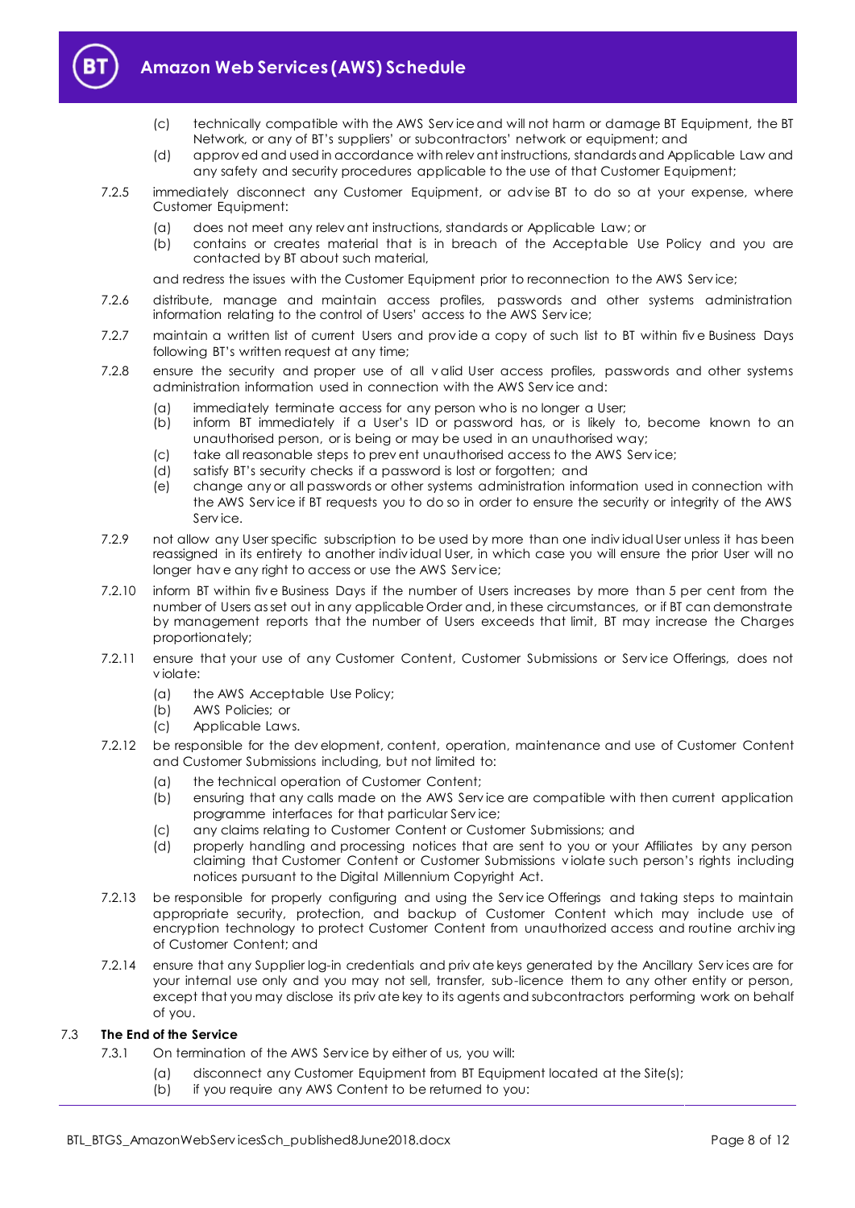(c) technically compatible with the AWS Service and will not harm or damage BT Equipment, the BT Network, or any of BT's suppliers' or subcontractors' network or equipment; and

(d) approved and used in accordance with relevant instructions, standards and Applicable Law and any safety and security procedures applicable to the use of that Customer Equipment;

7.2.5 immediately disconnect any Customer Equipment, or advise BT to do so at your expense, where Customer Equipment:

(a) does not meet any relevant instructions, standards or Applicable Law; or

(b) contains or creates material that is in breach of the Acceptable Use Policy and you are contacted by BT about such material,

and redress the issues with the Customer Equipment prior to reconnection to the AWS Service;

7.2.6 distribute, manage and maintain access profiles, passwords and other systems administration information relating to the control of Users' access to the AWS Service;

7.2.7 maintain a written list of current Users and provide a copy of such list to BT within five Business Days following BT's written request at any time;

7.2.8 ensure the security and proper use of all valid User access profiles, passwords and other systems administration information used in connection with the AWS Service and:

(a) immediately terminate access for any person who is no longer a User;

(b) inform BT immediately if a User's ID or password has, or is likely to, become known to an unauthorised person, or is being or may be used in an unauthorised way;

(c) take all reasonable steps to prevent unauthorised access to the AWS Service;

(d) satisfy BT's security checks if a password is lost or forgotten; and

(e) change any or all passwords or other systems administration information used in connection with the AWS Service if BT requests you to do so in order to ensure the security or integrity of the AWS Service.

7.2.9 not allow any User specific subscription to be used by more than one individual User unless it has been reassigned in its entirety to another individual User, in which case you will ensure the prior User will no longer have any right to access or use the AWS Service;

7.2.10 inform BT within five Business Days if the number of Users increases by more than 5 per cent from the number of Users as set out in any applicable Order and, in these circumstances, or if BT can demonstrate by management reports that the number of Users exceeds that limit, BT may increase the Charges proportionately;

7.2.11 ensure that your use of any Customer Content, Customer Submissions or Service Offerings, does not violate:

(a) the AWS Acceptable Use Policy;

(b) AWS Policies; or

(c) Applicable Laws.

7.2.12 be responsible for the development, content, operation, maintenance and use of Customer Content and Customer Submissions including, but not limited to:

(a) the technical operation of Customer Content;

(b) ensuring that any calls made on the AWS Service are compatible with then current application programme interfaces for that particular Service;

(c) any claims relating to Customer Content or Customer Submissions; and

(d) properly handling and processing notices that are sent to you or your Affiliates by any person claiming that Customer Content or Customer Submissions violate such person's rights including notices pursuant to the Digital Millennium Copyright Act.

7.2.13 be responsible for properly configuring and using the Service Offerings and taking steps to maintain appropriate security, protection, and backup of Customer Content which may include use of encryption technology to protect Customer Content from unauthorized access and routine archiving of Customer Content; and

7.2.14 ensure that any Supplier log-in credentials and private keys generated by the Ancillary Services are for your internal use only and you may not sell, transfer, sub-licence them to any other entity or person, except that you may disclose its private key to its agents and subcontractors performing work on behalf of you.

### 7.3 The End of the Service

7.3.1 On termination of the AWS Service by either of us, you will:

(a) disconnect any Customer Equipment from BT Equipment located at the Site(s);

(b) if you require any AWS Content to be returned to you: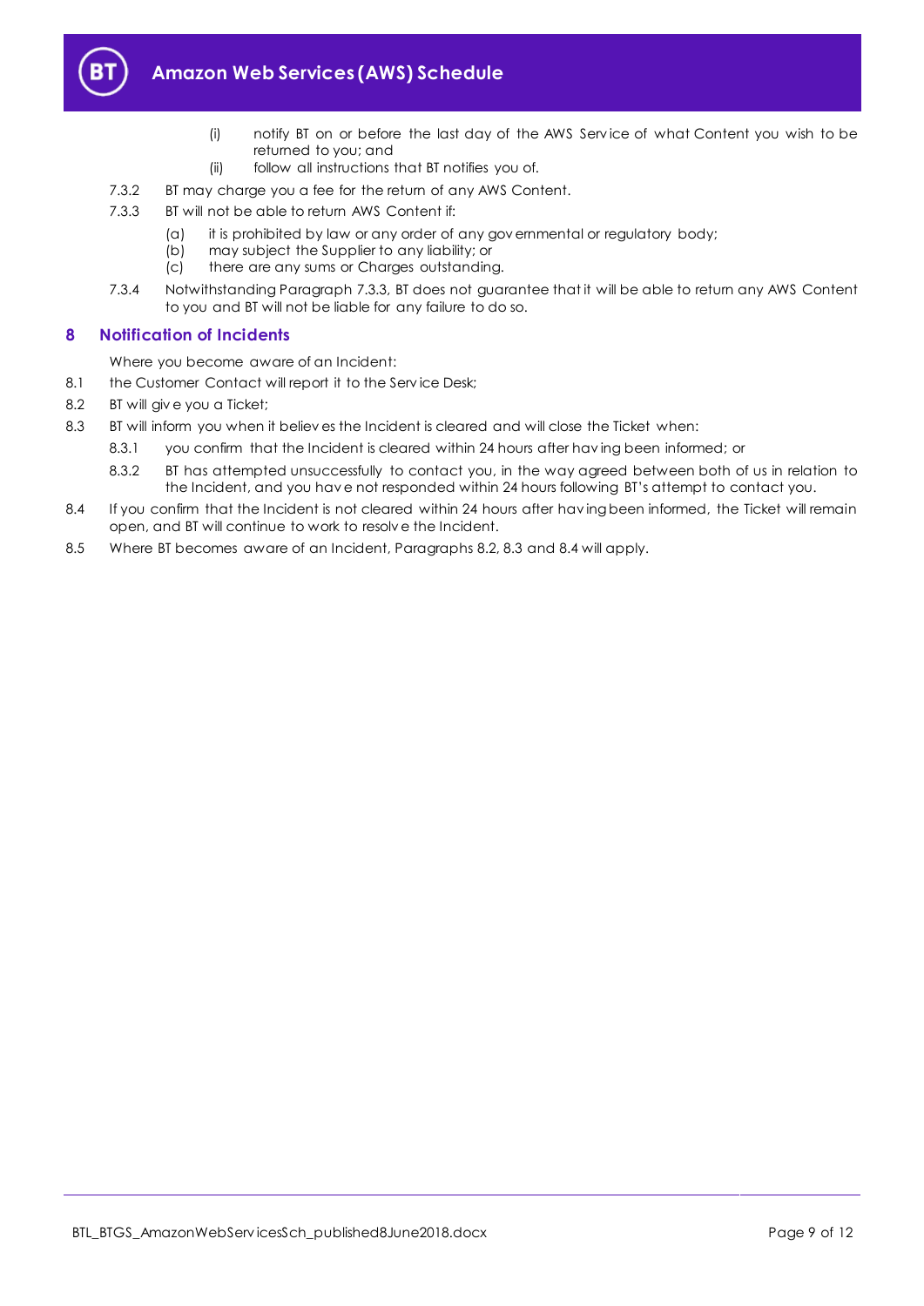(i) notify BT on or before the last day of the AWS Service of what Content you wish to be returned to you; and

(ii) follow all instructions that BT notifies you of.

7.3.2 BT may charge you a fee for the return of any AWS Content.

7.3.3 BT will not be able to return AWS Content if:

(a) it is prohibited by law or any order of any governmental or regulatory body;

(b) may subject the Supplier to any liability; or

(c) there are any sums or Charges outstanding.

7.3.4 Notwithstanding Paragraph 7.3.3, BT does not guarantee that it will be able to return any AWS Content to you and BT will not be liable for any failure to do so.

## 8 Notification of Incidents

Where you become aware of an Incident:

8.1 the Customer Contact will report it to the Service Desk;

8.2 BT will give you a Ticket;

8.3 BT will inform you when it believes the Incident is cleared and will close the Ticket when:

8.3.1 you confirm that the Incident is cleared within 24 hours after having been informed; or

8.3.2 BT has attempted unsuccessfully to contact you, in the way agreed between both of us in relation to the Incident, and you have not responded within 24 hours following BT's attempt to contact you.

8.4 If you confirm that the Incident is not cleared within 24 hours after having been informed, the Ticket will remain open, and BT will continue to work to resolve the Incident.

8.5 Where BT becomes aware of an Incident, Paragraphs 8.2, 8.3 and 8.4 will apply.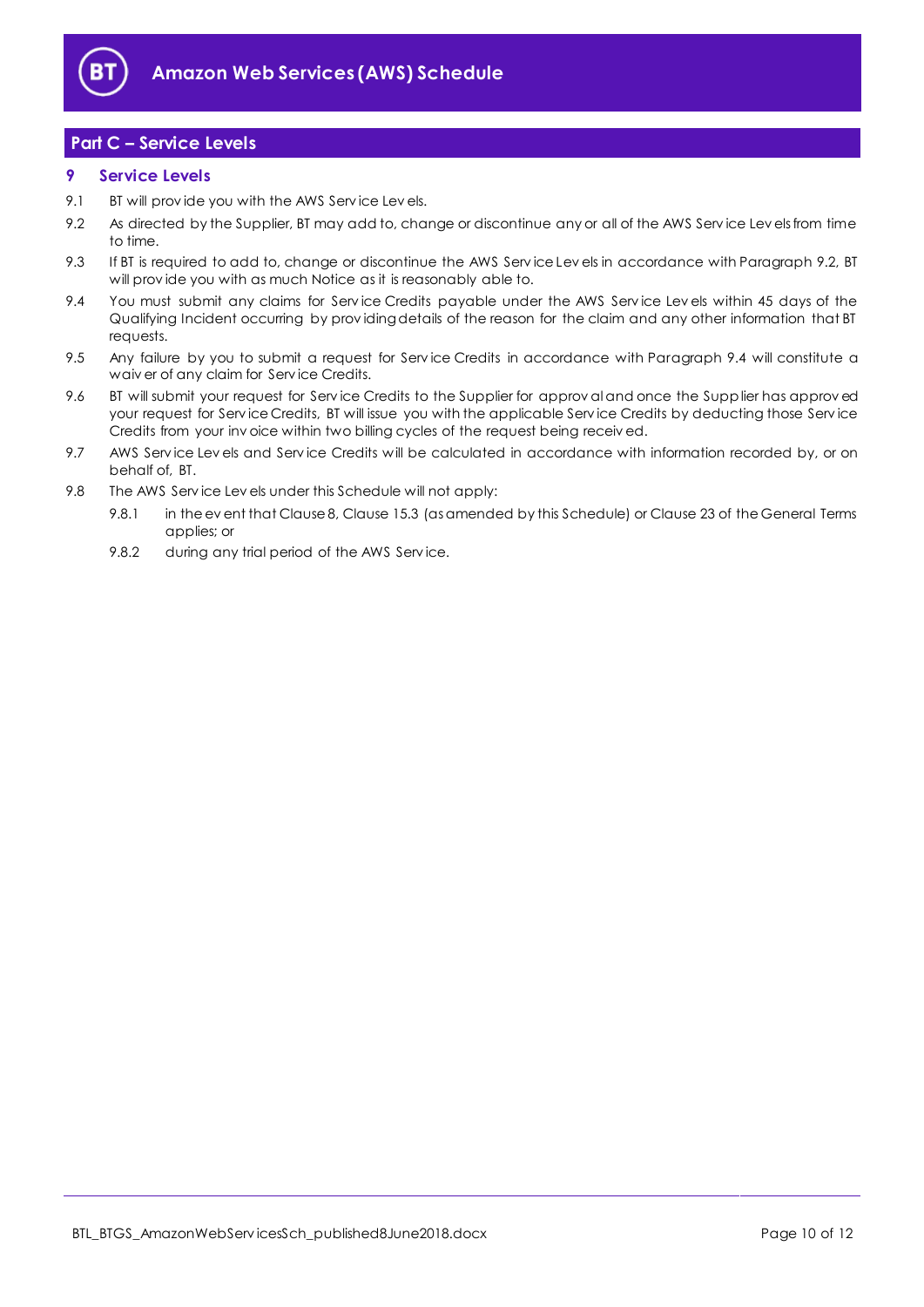## Part C – Service Levels

### 9 Service Levels

9.1 BT will provide you with the AWS Service Levels.

9.2 As directed by the Supplier, BT may add to, change or discontinue any or all of the AWS Service Levels from time to time.

9.3 If BT is required to add to, change or discontinue the AWS Service Levels in accordance with Paragraph 9.2, BT will provide you with as much Notice as it is reasonably able to.

9.4 You must submit any claims for Service Credits payable under the AWS Service Levels within 45 days of the Qualifying Incident occurring by providing details of the reason for the claim and any other information that BT requests.

9.5 Any failure by you to submit a request for Service Credits in accordance with Paragraph 9.4 will constitute a waiver of any claim for Service Credits.

9.6 BT will submit your request for Service Credits to the Supplier for approval and once the Supplier has approved your request for Service Credits, BT will issue you with the applicable Service Credits by deducting those Service Credits from your invoice within two billing cycles of the request being received.

9.7 AWS Service Levels and Service Credits will be calculated in accordance with information recorded by, or on behalf of, BT.

9.8 The AWS Service Levels under this Schedule will not apply:

9.8.1 in the event that Clause 8, Clause 15.3 (as amended by this Schedule) or Clause 23 of the General Terms applies; or

9.8.2 during any trial period of the AWS Service.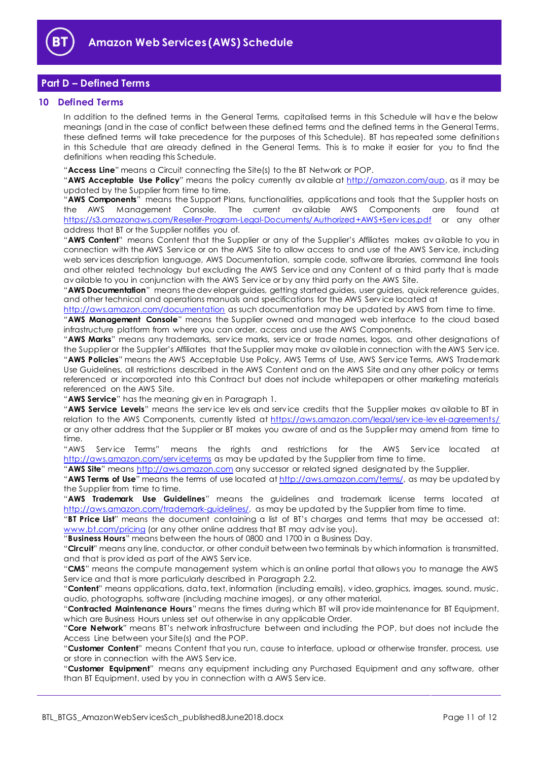## Part D – Defined Terms

### 10 Defined Terms

In addition to the defined terms in the General Terms, capitalised terms in this Schedule will have the below meanings (and in the case of conflict between these defined terms and the defined terms in the General Terms, these defined terms will take precedence for the purposes of this Schedule). BT has repeated some definitions in this Schedule that are already defined in the General Terms. This is to make it easier for you to find the definitions when reading this Schedule.

"**Access Line**" means a Circuit connecting the Site(s) to the BT Network or POP.

"**AWS Acceptable Use Policy**" means the policy currently available at http://amazon.com/aup, as it may be updated by the Supplier from time to time.

"**AWS Components**" means the Support Plans, functionalities, applications and tools that the Supplier hosts on the AWS Management Console. The current available AWS Components are found at https://s3.amazonaws.com/Reseller-Program-Legal-Documents/Authorized+AWS+Services.pdf or any other address that BT or the Supplier notifies you of.

"**AWS Content**" means Content that the Supplier or any of the Supplier's Affiliates makes available to you in connection with the AWS Service or on the AWS Site to allow access to and use of the AWS Service, including web services description language, AWS Documentation, sample code, software libraries, command line tools and other related technology but excluding the AWS Service and any Content of a third party that is made available to you in conjunction with the AWS Service or by any third party on the AWS Site.

"**AWS Documentation**" means the developer guides, getting started guides, user guides, quick reference guides, and other technical and operations manuals and specifications for the AWS Service located at http://aws.amazon.com/documentation as such documentation may be updated by AWS from time to time.

"**AWS Management Console**" means the Supplier owned and managed web interface to the cloud based infrastructure platform from where you can order, access and use the AWS Components.

"**AWS Marks**" means any trademarks, service marks, service or trade names, logos, and other designations of the Supplier or the Supplier's Affiliates that the Supplier may make available in connection with the AWS Service.

"**AWS Policies**" means the AWS Acceptable Use Policy, AWS Terms of Use, AWS Service Terms, AWS Trademark Use Guidelines, all restrictions described in the AWS Content and on the AWS Site and any other policy or terms referenced or incorporated into this Contract but does not include whitepapers or other marketing materials referenced on the AWS Site.

"**AWS Service**" has the meaning given in Paragraph 1.

"**AWS Service Levels**" means the service levels and service credits that the Supplier makes available to BT in relation to the AWS Components, currently listed at https://aws.amazon.com/legal/service-level-agreements/ or any other address that the Supplier or BT makes you aware of and as the Supplier may amend from time to time.

"AWS Service Terms" means the rights and restrictions for the AWS Service located at http://aws.amazon.com/serviceterms as may be updated by the Supplier from time to time.

"**AWS Site**" means http://aws.amazon.com any successor or related signed designated by the Supplier.

"**AWS Terms of Use**" means the terms of use located at http://aws.amazon.com/terms/, as may be updated by the Supplier from time to time.

"**AWS Trademark Use Guidelines**" means the guidelines and trademark license terms located at http://aws.amazon.com/trademark-guidelines/, as may be updated by the Supplier from time to time.

"**BT Price List**" means the document containing a list of BT's charges and terms that may be accessed at: www.bt.com/pricing (or any other online address that BT may advise you).

"**Business Hours**" means between the hours of 0800 and 1700 in a Business Day.

"**Circuit**" means any line, conductor, or other conduit between two terminals by which information is transmitted, and that is provided as part of the AWS Service.

"**CMS**" means the compute management system which is an online portal that allows you to manage the AWS Service and that is more particularly described in Paragraph 2.2.

"**Content**" means applications, data, text, information (including emails), video, graphics, images, sound, music, audio, photographs, software (including machine images), or any other material.

"**Contracted Maintenance Hours**" means the times during which BT will provide maintenance for BT Equipment, which are Business Hours unless set out otherwise in any applicable Order.

"**Core Network**" means BT's network infrastructure between and including the POP, but does not include the Access Line between your Site(s) and the POP.

"**Customer Content**" means Content that you run, cause to interface, upload or otherwise transfer, process, use or store in connection with the AWS Service.

"**Customer Equipment**" means any equipment including any Purchased Equipment and any software, other than BT Equipment, used by you in connection with a AWS Service.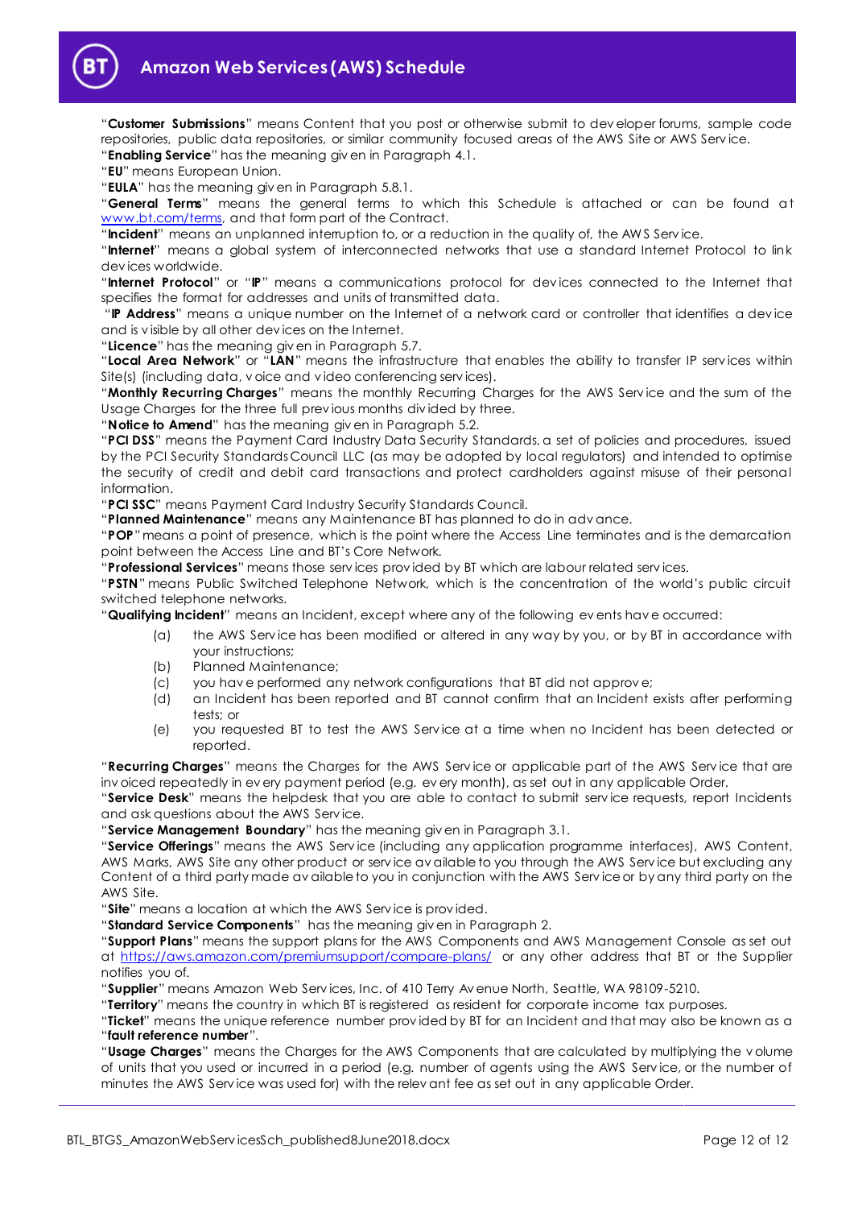"**Customer Submissions**" means Content that you post or otherwise submit to developer forums, sample code repositories, public data repositories, or similar community focused areas of the AWS Site or AWS Service.

"**Enabling Service**" has the meaning given in Paragraph 4.1.

"**EU**" means European Union.

"**EULA**" has the meaning given in Paragraph 5.8.1.

"**General Terms**" means the general terms to which this Schedule is attached or can be found at [www.bt.com/terms](www.bt.com/terms), and that form part of the Contract.

"**Incident**" means an unplanned interruption to, or a reduction in the quality of, the AWS Service.

"**Internet**" means a global system of interconnected networks that use a standard Internet Protocol to link devices worldwide.

"**Internet Protocol**" or "**IP**" means a communications protocol for devices connected to the Internet that specifies the format for addresses and units of transmitted data.

"**IP Address**" means a unique number on the Internet of a network card or controller that identifies a device and is visible by all other devices on the Internet.

"**Licence**" has the meaning given in Paragraph 5.7.

"**Local Area Network**" or "**LAN**" means the infrastructure that enables the ability to transfer IP services within Site(s) (including data, voice and video conferencing services).

"**Monthly Recurring Charges**" means the monthly Recurring Charges for the AWS Service and the sum of the Usage Charges for the three full previous months divided by three.

"**Notice to Amend**" has the meaning given in Paragraph 5.2.

"**PCI DSS**" means the Payment Card Industry Data Security Standards, a set of policies and procedures, issued by the PCI Security Standards Council LLC (as may be adopted by local regulators) and intended to optimise the security of credit and debit card transactions and protect cardholders against misuse of their personal information.

"**PCI SSC**" means Payment Card Industry Security Standards Council.

"**Planned Maintenance**" means any Maintenance BT has planned to do in advance.

"**POP**" means a point of presence, which is the point where the Access Line terminates and is the demarcation point between the Access Line and BT's Core Network.

"**Professional Services**" means those services provided by BT which are labour related services.

"**PSTN**" means Public Switched Telephone Network, which is the concentration of the world's public circuit switched telephone networks.

"**Qualifying Incident**" means an Incident, except where any of the following events have occurred:

(a) the AWS Service has been modified or altered in any way by you, or by BT in accordance with your instructions;

(b) Planned Maintenance;

(c) you have performed any network configurations that BT did not approve;

(d) an Incident has been reported and BT cannot confirm that an Incident exists after performing tests; or

(e) you requested BT to test the AWS Service at a time when no Incident has been detected or reported.

"**Recurring Charges**" means the Charges for the AWS Service or applicable part of the AWS Service that are invoiced repeatedly in every payment period (e.g. every month), as set out in any applicable Order.

"**Service Desk**" means the helpdesk that you are able to contact to submit service requests, report Incidents and ask questions about the AWS Service.

"**Service Management Boundary**" has the meaning given in Paragraph 3.1.

"**Service Offerings**" means the AWS Service (including any application programme interfaces), AWS Content, AWS Marks, AWS Site any other product or service available to you through the AWS Service but excluding any Content of a third party made available to you in conjunction with the AWS Service or by any third party on the AWS Site.

"**Site**" means a location at which the AWS Service is provided.

"**Standard Service Components**" has the meaning given in Paragraph 2.

"**Support Plans**" means the support plans for the AWS Components and AWS Management Console as set out at [https://aws.amazon.com/premiumsupport/compare-plans/](https://aws.amazon.com/premiumsupport/compare-plans/) or any other address that BT or the Supplier notifies you of.

"**Supplier**" means Amazon Web Services, Inc. of 410 Terry Avenue North, Seattle, WA 98109-5210.

"**Territory**" means the country in which BT is registered as resident for corporate income tax purposes.

"**Ticket**" means the unique reference number provided by BT for an Incident and that may also be known as a "**fault reference number**".

"**Usage Charges**" means the Charges for the AWS Components that are calculated by multiplying the volume of units that you used or incurred in a period (e.g. number of agents using the AWS Service, or the number of minutes the AWS Service was used for) with the relevant fee as set out in any applicable Order.